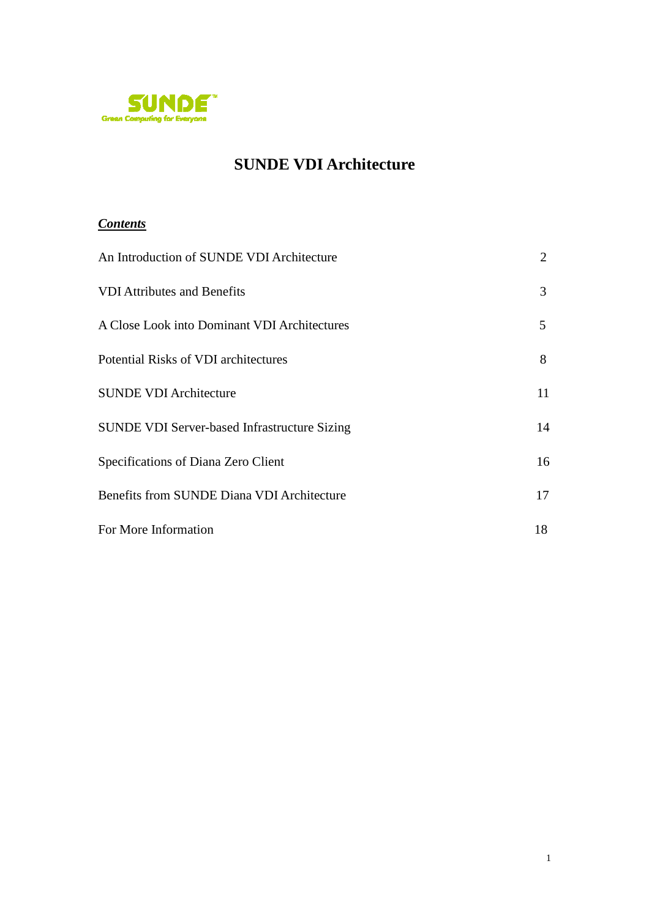SUNDE™

Green Computing for Everyone

# SUNDE VDI Architecture

***Contents***

| | |
|---|---|
| An Introduction of SUNDE VDI Architecture | 2 |
| VDI Attributes and Benefits | 3 |
| A Close Look into Dominant VDI Architectures | 5 |
| Potential Risks of VDI architectures | 8 |
| SUNDE VDI Architecture | 11 |
| SUNDE VDI Server-based Infrastructure Sizing | 14 |
| Specifications of Diana Zero Client | 16 |
| Benefits from SUNDE Diana VDI Architecture | 17 |
| For More Information | 18 |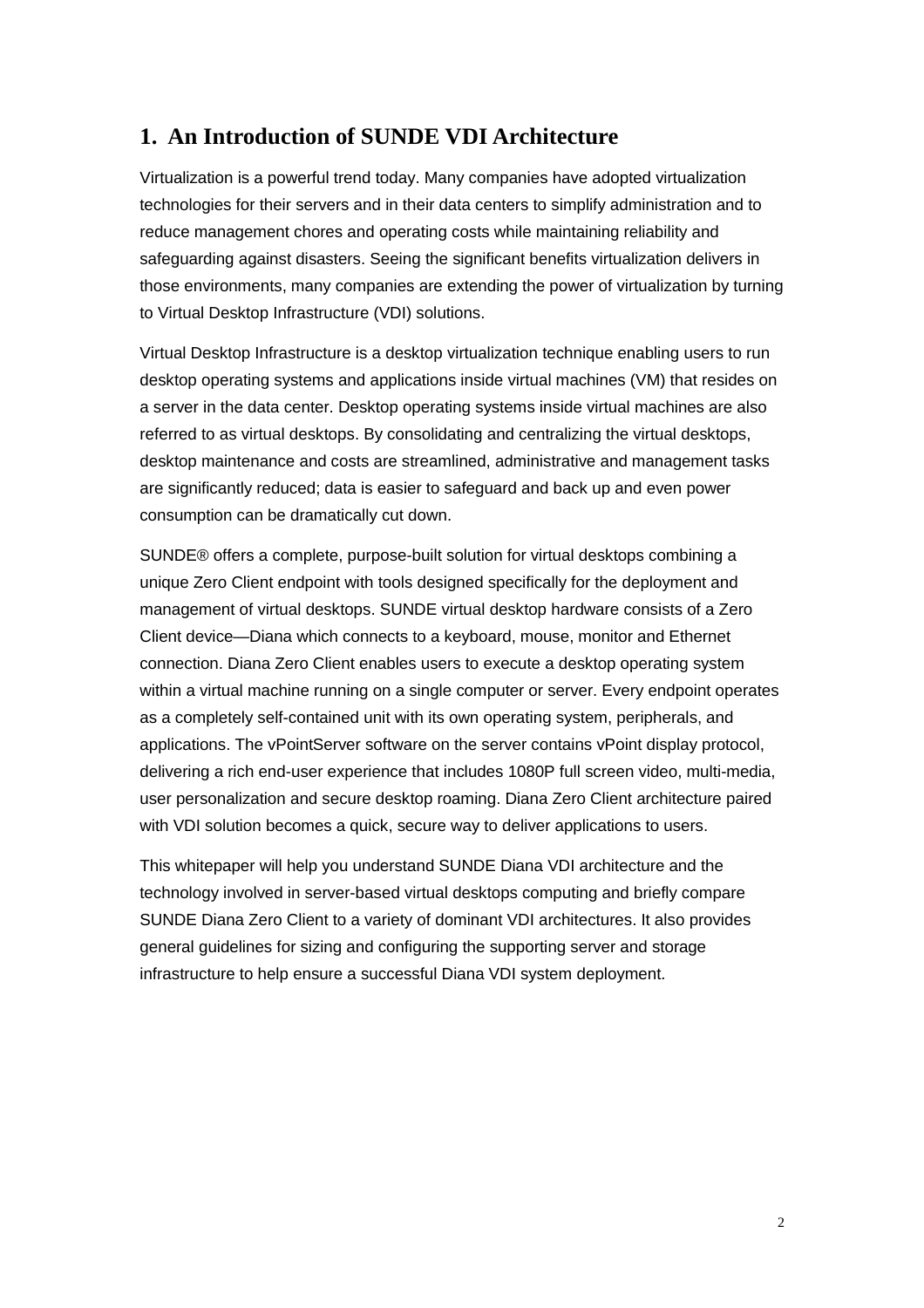# 1. An Introduction of SUNDE VDI Architecture

Virtualization is a powerful trend today. Many companies have adopted virtualization technologies for their servers and in their data centers to simplify administration and to reduce management chores and operating costs while maintaining reliability and safeguarding against disasters. Seeing the significant benefits virtualization delivers in those environments, many companies are extending the power of virtualization by turning to Virtual Desktop Infrastructure (VDI) solutions.

Virtual Desktop Infrastructure is a desktop virtualization technique enabling users to run desktop operating systems and applications inside virtual machines (VM) that resides on a server in the data center. Desktop operating systems inside virtual machines are also referred to as virtual desktops. By consolidating and centralizing the virtual desktops, desktop maintenance and costs are streamlined, administrative and management tasks are significantly reduced; data is easier to safeguard and back up and even power consumption can be dramatically cut down.

SUNDE® offers a complete, purpose-built solution for virtual desktops combining a unique Zero Client endpoint with tools designed specifically for the deployment and management of virtual desktops. SUNDE virtual desktop hardware consists of a Zero Client device—Diana which connects to a keyboard, mouse, monitor and Ethernet connection. Diana Zero Client enables users to execute a desktop operating system within a virtual machine running on a single computer or server. Every endpoint operates as a completely self-contained unit with its own operating system, peripherals, and applications. The vPointServer software on the server contains vPoint display protocol, delivering a rich end-user experience that includes 1080P full screen video, multi-media, user personalization and secure desktop roaming. Diana Zero Client architecture paired with VDI solution becomes a quick, secure way to deliver applications to users.

This whitepaper will help you understand SUNDE Diana VDI architecture and the technology involved in server-based virtual desktops computing and briefly compare SUNDE Diana Zero Client to a variety of dominant VDI architectures. It also provides general guidelines for sizing and configuring the supporting server and storage infrastructure to help ensure a successful Diana VDI system deployment.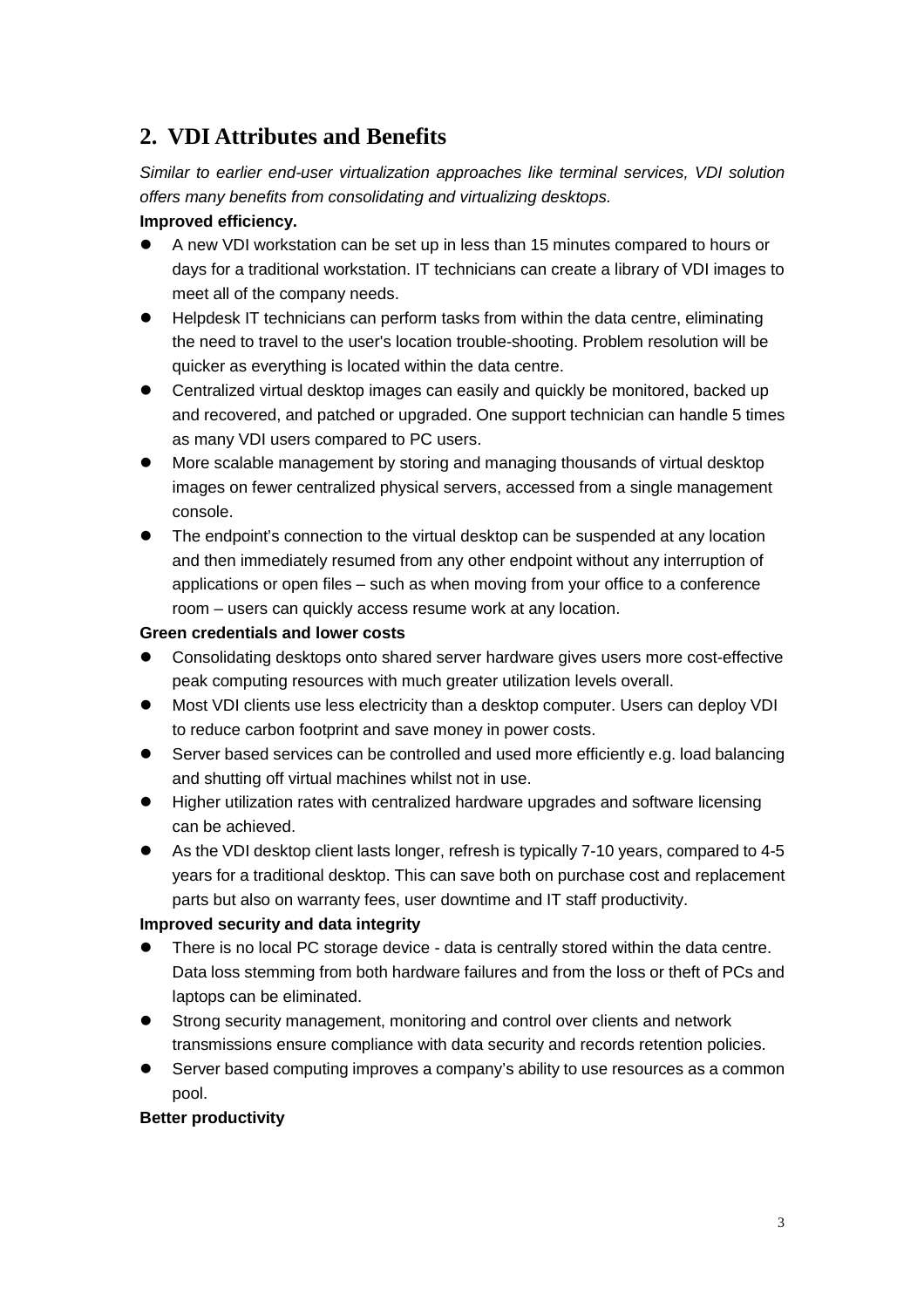## 2. VDI Attributes and Benefits

*Similar to earlier end-user virtualization approaches like terminal services, VDI solution offers many benefits from consolidating and virtualizing desktops.*

**Improved efficiency.**

- A new VDI workstation can be set up in less than 15 minutes compared to hours or days for a traditional workstation. IT technicians can create a library of VDI images to meet all of the company needs.
- Helpdesk IT technicians can perform tasks from within the data centre, eliminating the need to travel to the user's location trouble-shooting. Problem resolution will be quicker as everything is located within the data centre.
- Centralized virtual desktop images can easily and quickly be monitored, backed up and recovered, and patched or upgraded. One support technician can handle 5 times as many VDI users compared to PC users.
- More scalable management by storing and managing thousands of virtual desktop images on fewer centralized physical servers, accessed from a single management console.
- The endpoint's connection to the virtual desktop can be suspended at any location and then immediately resumed from any other endpoint without any interruption of applications or open files – such as when moving from your office to a conference room – users can quickly access resume work at any location.

**Green credentials and lower costs**

- Consolidating desktops onto shared server hardware gives users more cost-effective peak computing resources with much greater utilization levels overall.
- Most VDI clients use less electricity than a desktop computer. Users can deploy VDI to reduce carbon footprint and save money in power costs.
- Server based services can be controlled and used more efficiently e.g. load balancing and shutting off virtual machines whilst not in use.
- Higher utilization rates with centralized hardware upgrades and software licensing can be achieved.
- As the VDI desktop client lasts longer, refresh is typically 7-10 years, compared to 4-5 years for a traditional desktop. This can save both on purchase cost and replacement parts but also on warranty fees, user downtime and IT staff productivity.

**Improved security and data integrity**

- There is no local PC storage device - data is centrally stored within the data centre. Data loss stemming from both hardware failures and from the loss or theft of PCs and laptops can be eliminated.
- Strong security management, monitoring and control over clients and network transmissions ensure compliance with data security and records retention policies.
- Server based computing improves a company's ability to use resources as a common pool.

**Better productivity**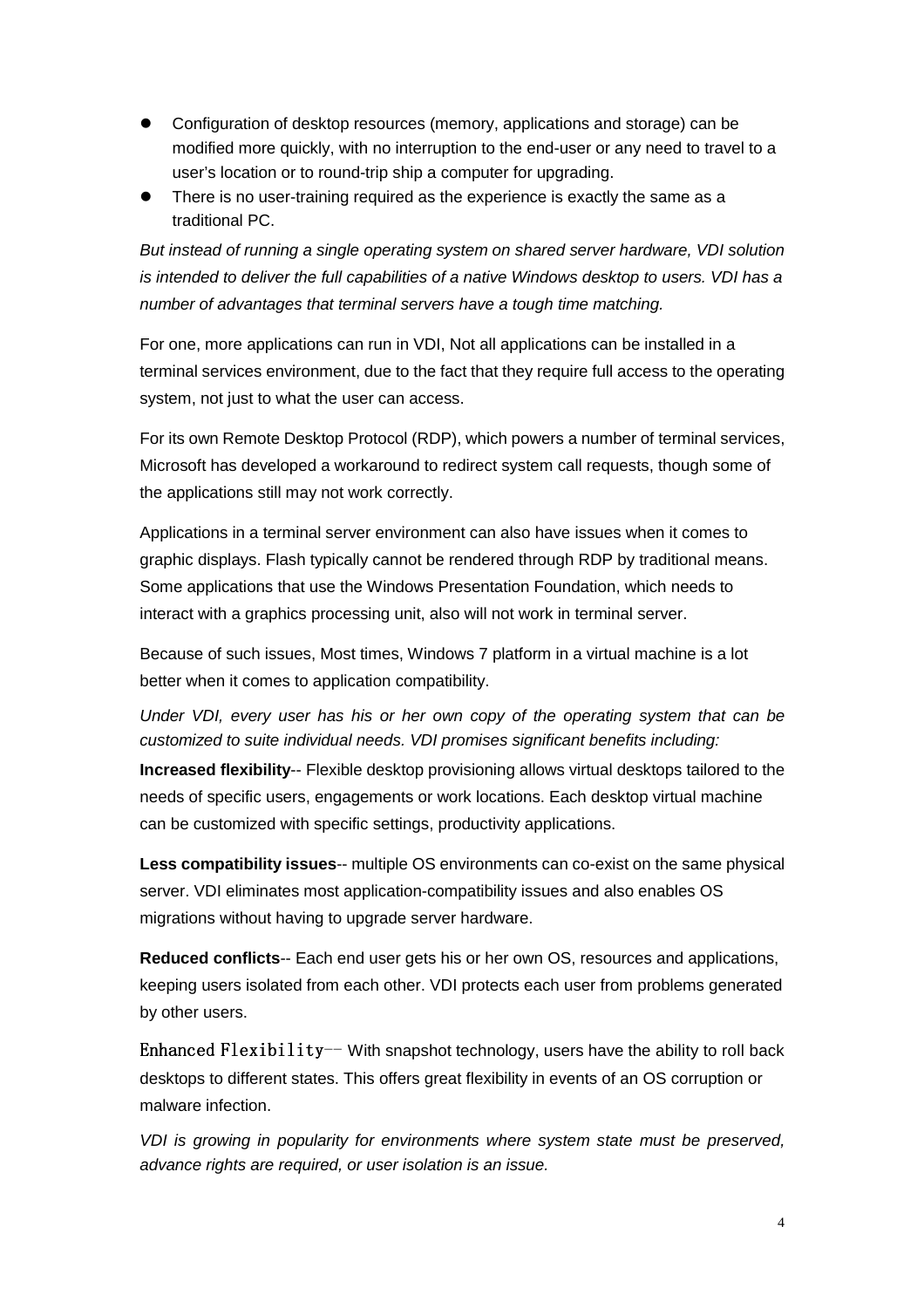- Configuration of desktop resources (memory, applications and storage) can be modified more quickly, with no interruption to the end-user or any need to travel to a user's location or to round-trip ship a computer for upgrading.
- There is no user-training required as the experience is exactly the same as a traditional PC.

*But instead of running a single operating system on shared server hardware, VDI solution is intended to deliver the full capabilities of a native Windows desktop to users. VDI has a number of advantages that terminal servers have a tough time matching.*

For one, more applications can run in VDI, Not all applications can be installed in a terminal services environment, due to the fact that they require full access to the operating system, not just to what the user can access.

For its own Remote Desktop Protocol (RDP), which powers a number of terminal services, Microsoft has developed a workaround to redirect system call requests, though some of the applications still may not work correctly.

Applications in a terminal server environment can also have issues when it comes to graphic displays. Flash typically cannot be rendered through RDP by traditional means. Some applications that use the Windows Presentation Foundation, which needs to interact with a graphics processing unit, also will not work in terminal server.

Because of such issues, Most times, Windows 7 platform in a virtual machine is a lot better when it comes to application compatibility.

*Under VDI, every user has his or her own copy of the operating system that can be customized to suite individual needs. VDI promises significant benefits including:*

**Increased flexibility**-- Flexible desktop provisioning allows virtual desktops tailored to the needs of specific users, engagements or work locations. Each desktop virtual machine can be customized with specific settings, productivity applications.

**Less compatibility issues**-- multiple OS environments can co-exist on the same physical server. VDI eliminates most application-compatibility issues and also enables OS migrations without having to upgrade server hardware.

**Reduced conflicts**-- Each end user gets his or her own OS, resources and applications, keeping users isolated from each other. VDI protects each user from problems generated by other users.

Enhanced Flexibility-- With snapshot technology, users have the ability to roll back desktops to different states. This offers great flexibility in events of an OS corruption or malware infection.

*VDI is growing in popularity for environments where system state must be preserved, advance rights are required, or user isolation is an issue.*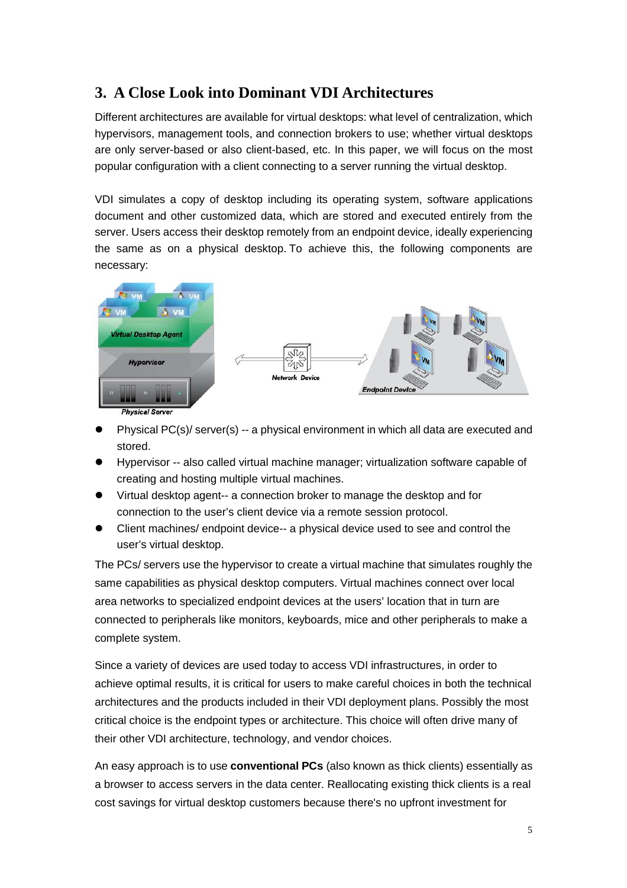## 3. A Close Look into Dominant VDI Architectures

Different architectures are available for virtual desktops: what level of centralization, which hypervisors, management tools, and connection brokers to use; whether virtual desktops are only server-based or also client-based, etc. In this paper, we will focus on the most popular configuration with a client connecting to a server running the virtual desktop.

VDI simulates a copy of desktop including its operating system, software applications document and other customized data, which are stored and executed entirely from the server. Users access their desktop remotely from an endpoint device, ideally experiencing the same as on a physical desktop. To achieve this, the following components are necessary:

- Physical PC(s)/ server(s) -- a physical environment in which all data are executed and stored.
- Hypervisor -- also called virtual machine manager; virtualization software capable of creating and hosting multiple virtual machines.
- Virtual desktop agent-- a connection broker to manage the desktop and for connection to the user's client device via a remote session protocol.
- Client machines/ endpoint device-- a physical device used to see and control the user's virtual desktop.

The PCs/ servers use the hypervisor to create a virtual machine that simulates roughly the same capabilities as physical desktop computers. Virtual machines connect over local area networks to specialized endpoint devices at the users' location that in turn are connected to peripherals like monitors, keyboards, mice and other peripherals to make a complete system.

Since a variety of devices are used today to access VDI infrastructures, in order to achieve optimal results, it is critical for users to make careful choices in both the technical architectures and the products included in their VDI deployment plans. Possibly the most critical choice is the endpoint types or architecture. This choice will often drive many of their other VDI architecture, technology, and vendor choices.

An easy approach is to use **conventional PCs** (also known as thick clients) essentially as a browser to access servers in the data center. Reallocating existing thick clients is a real cost savings for virtual desktop customers because there's no upfront investment for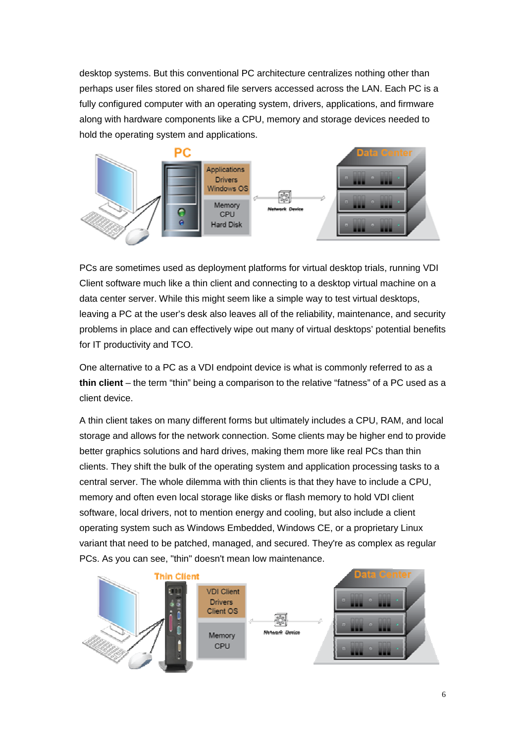desktop systems. But this conventional PC architecture centralizes nothing other than perhaps user files stored on shared file servers accessed across the LAN. Each PC is a fully configured computer with an operating system, drivers, applications, and firmware along with hardware components like a CPU, memory and storage devices needed to hold the operating system and applications.

PCs are sometimes used as deployment platforms for virtual desktop trials, running VDI Client software much like a thin client and connecting to a desktop virtual machine on a data center server. While this might seem like a simple way to test virtual desktops, leaving a PC at the user's desk also leaves all of the reliability, maintenance, and security problems in place and can effectively wipe out many of virtual desktops' potential benefits for IT productivity and TCO.

One alternative to a PC as a VDI endpoint device is what is commonly referred to as a **thin client** – the term "thin" being a comparison to the relative "fatness" of a PC used as a client device.

A thin client takes on many different forms but ultimately includes a CPU, RAM, and local storage and allows for the network connection. Some clients may be higher end to provide better graphics solutions and hard drives, making them more like real PCs than thin clients. They shift the bulk of the operating system and application processing tasks to a central server. The whole dilemma with thin clients is that they have to include a CPU, memory and often even local storage like disks or flash memory to hold VDI client software, local drivers, not to mention energy and cooling, but also include a client operating system such as Windows Embedded, Windows CE, or a proprietary Linux variant that need to be patched, managed, and secured. They're as complex as regular PCs. As you can see, "thin" doesn't mean low maintenance.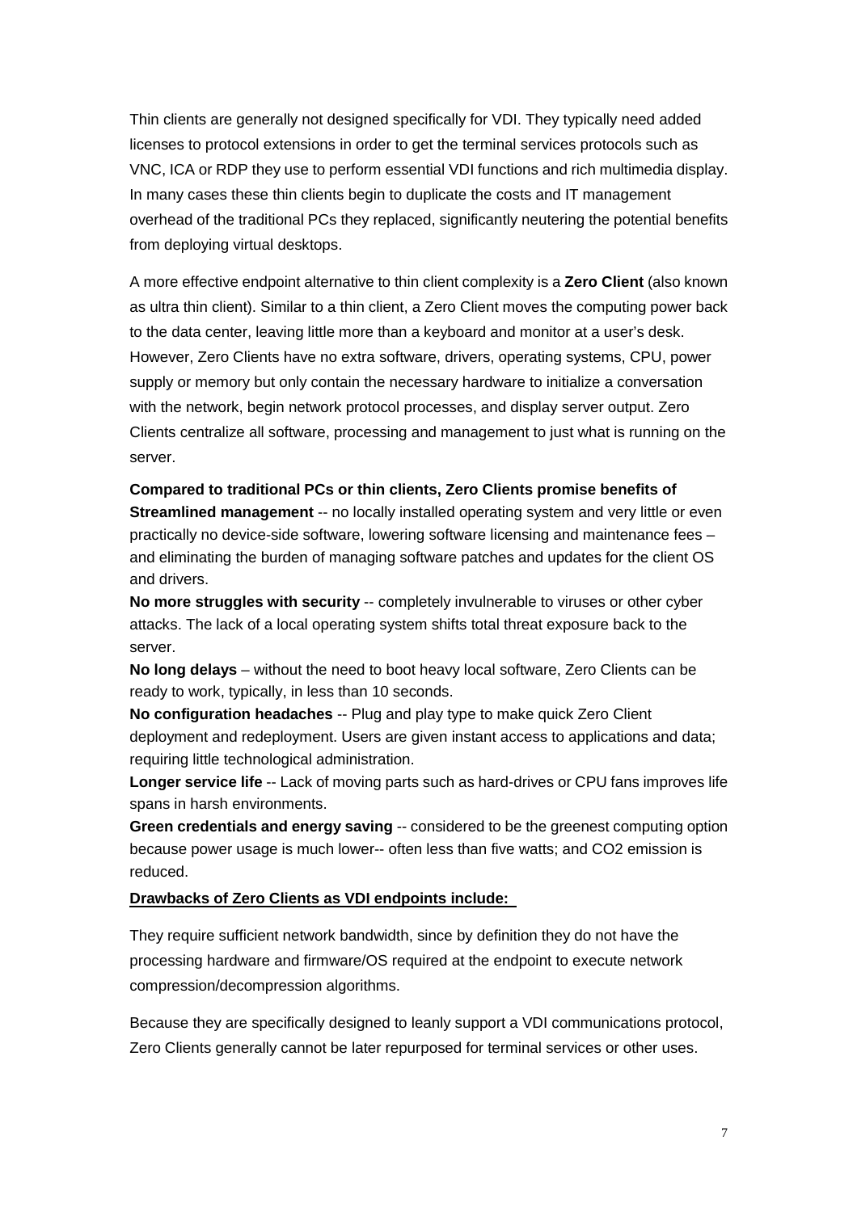Thin clients are generally not designed specifically for VDI. They typically need added licenses to protocol extensions in order to get the terminal services protocols such as VNC, ICA or RDP they use to perform essential VDI functions and rich multimedia display. In many cases these thin clients begin to duplicate the costs and IT management overhead of the traditional PCs they replaced, significantly neutering the potential benefits from deploying virtual desktops.

A more effective endpoint alternative to thin client complexity is a **Zero Client** (also known as ultra thin client). Similar to a thin client, a Zero Client moves the computing power back to the data center, leaving little more than a keyboard and monitor at a user's desk. However, Zero Clients have no extra software, drivers, operating systems, CPU, power supply or memory but only contain the necessary hardware to initialize a conversation with the network, begin network protocol processes, and display server output. Zero Clients centralize all software, processing and management to just what is running on the server.

**Compared to traditional PCs or thin clients, Zero Clients promise benefits of**
**Streamlined management** -- no locally installed operating system and very little or even practically no device-side software, lowering software licensing and maintenance fees – and eliminating the burden of managing software patches and updates for the client OS and drivers.
**No more struggles with security** -- completely invulnerable to viruses or other cyber attacks. The lack of a local operating system shifts total threat exposure back to the server.
**No long delays** – without the need to boot heavy local software, Zero Clients can be ready to work, typically, in less than 10 seconds.
**No configuration headaches** -- Plug and play type to make quick Zero Client deployment and redeployment. Users are given instant access to applications and data; requiring little technological administration.
**Longer service life** -- Lack of moving parts such as hard-drives or CPU fans improves life spans in harsh environments.
**Green credentials and energy saving** -- considered to be the greenest computing option because power usage is much lower-- often less than five watts; and $CO_2$ emission is reduced.

**Drawbacks of Zero Clients as VDI endpoints include:**

They require sufficient network bandwidth, since by definition they do not have the processing hardware and firmware/OS required at the endpoint to execute network compression/decompression algorithms.

Because they are specifically designed to leanly support a VDI communications protocol, Zero Clients generally cannot be later repurposed for terminal services or other uses.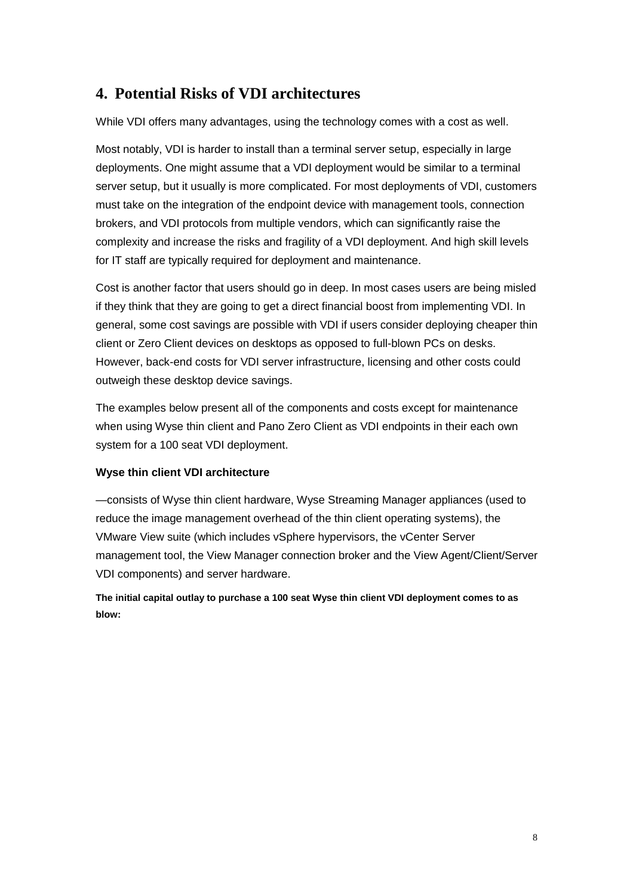## 4. Potential Risks of VDI architectures

While VDI offers many advantages, using the technology comes with a cost as well.

Most notably, VDI is harder to install than a terminal server setup, especially in large deployments. One might assume that a VDI deployment would be similar to a terminal server setup, but it usually is more complicated. For most deployments of VDI, customers must take on the integration of the endpoint device with management tools, connection brokers, and VDI protocols from multiple vendors, which can significantly raise the complexity and increase the risks and fragility of a VDI deployment. And high skill levels for IT staff are typically required for deployment and maintenance.

Cost is another factor that users should go in deep. In most cases users are being misled if they think that they are going to get a direct financial boost from implementing VDI. In general, some cost savings are possible with VDI if users consider deploying cheaper thin client or Zero Client devices on desktops as opposed to full-blown PCs on desks. However, back-end costs for VDI server infrastructure, licensing and other costs could outweigh these desktop device savings.

The examples below present all of the components and costs except for maintenance when using Wyse thin client and Pano Zero Client as VDI endpoints in their each own system for a 100 seat VDI deployment.

**Wyse thin client VDI architecture**

—consists of Wyse thin client hardware, Wyse Streaming Manager appliances (used to reduce the image management overhead of the thin client operating systems), the VMware View suite (which includes vSphere hypervisors, the vCenter Server management tool, the View Manager connection broker and the View Agent/Client/Server VDI components) and server hardware.

**The initial capital outlay to purchase a 100 seat Wyse thin client VDI deployment comes to as blow:**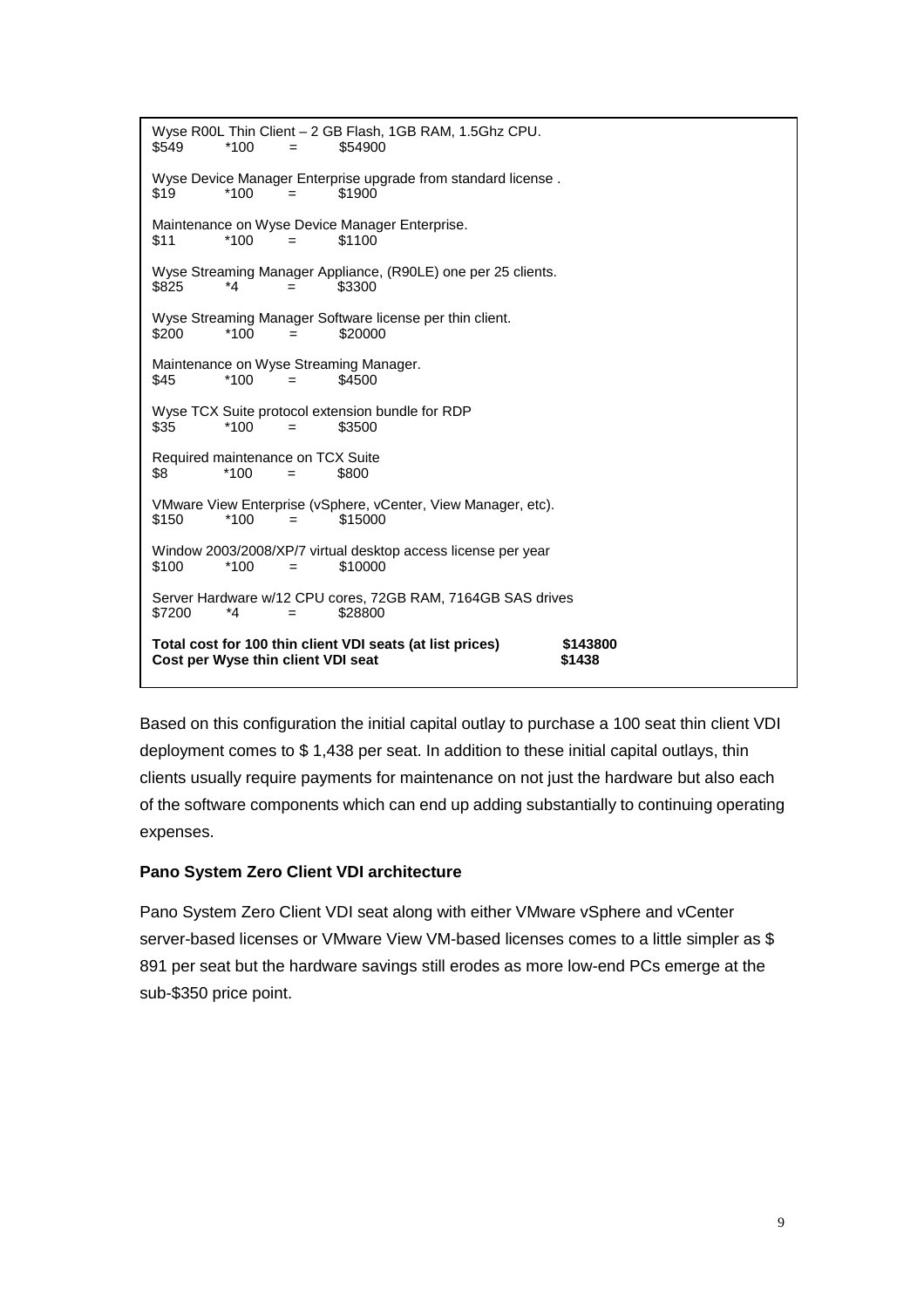Wyse R00L Thin Client – 2 GB Flash, 1GB RAM, 1.5Ghz CPU.
$549 *100 = $54900

Wyse Device Manager Enterprise upgrade from standard license .
$19 *100 = $1900

Maintenance on Wyse Device Manager Enterprise.
$11 *100 = $1100

Wyse Streaming Manager Appliance, (R90LE) one per 25 clients.
$825 *4 = $3300

Wyse Streaming Manager Software license per thin client.
$200 *100 = $20000

Maintenance on Wyse Streaming Manager.
$45 *100 = $4500

Wyse TCX Suite protocol extension bundle for RDP
$35 *100 = $3500

Required maintenance on TCX Suite
$8 *100 = $800

VMware View Enterprise (vSphere, vCenter, View Manager, etc).
$150 *100 = $15000

Window 2003/2008/XP/7 virtual desktop access license per year
$100 *100 = $10000

Server Hardware w/12 CPU cores, 72GB RAM, 7164GB SAS drives
$7200 *4 = $28800

**Total cost for 100 thin client VDI seats (at list prices) $143800**
**Cost per Wyse thin client VDI seat $1438**

Based on this configuration the initial capital outlay to purchase a 100 seat thin client VDI deployment comes to $ 1,438 per seat. In addition to these initial capital outlays, thin clients usually require payments for maintenance on not just the hardware but also each of the software components which can end up adding substantially to continuing operating expenses.

**Pano System Zero Client VDI architecture**

Pano System Zero Client VDI seat along with either VMware vSphere and vCenter server-based licenses or VMware View VM-based licenses comes to a little simpler as $ 891 per seat but the hardware savings still erodes as more low-end PCs emerge at the sub-$350 price point.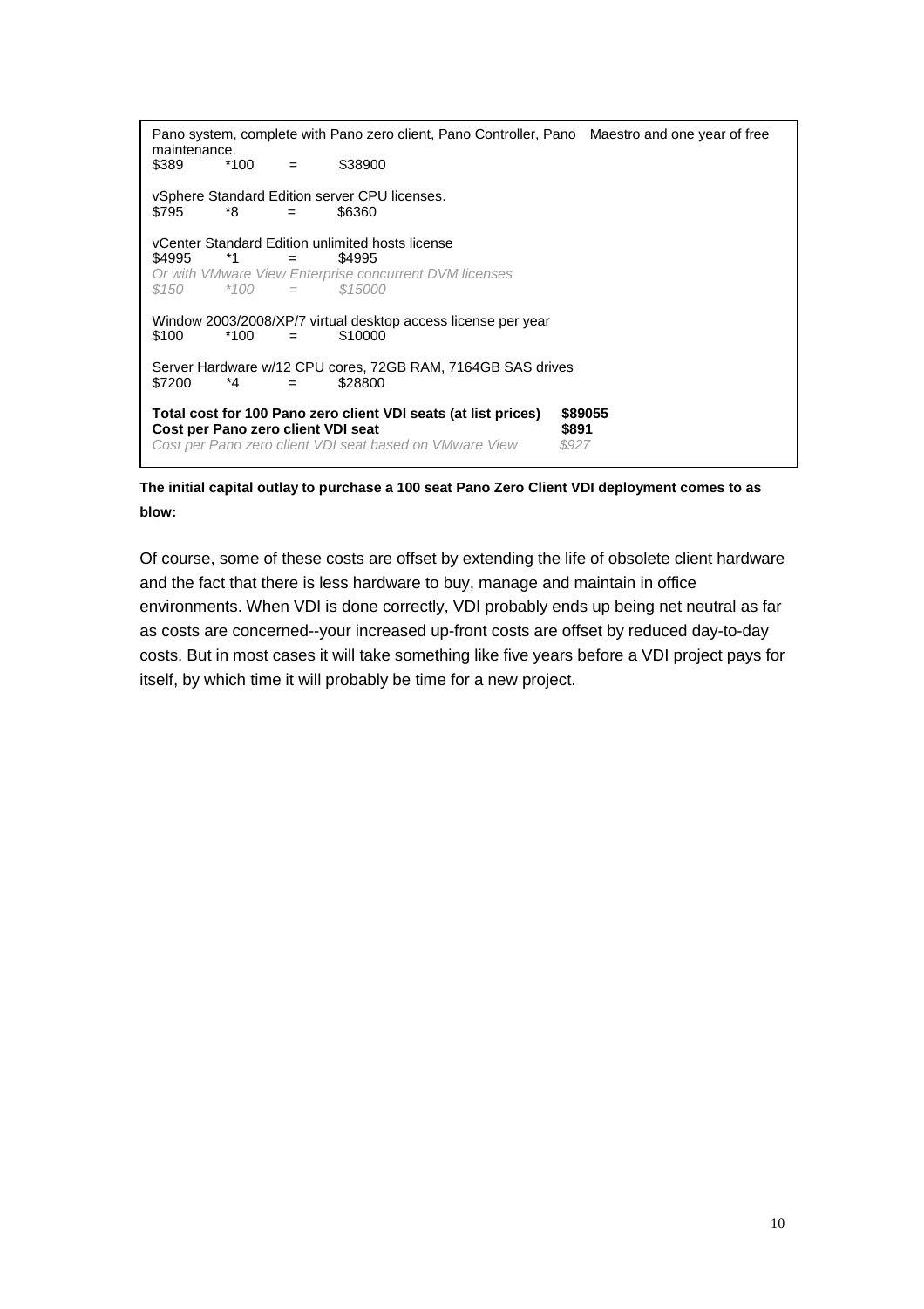Pano system, complete with Pano zero client, Pano Controller, Pano Maestro and one year of free maintenance.
$389 *100 = $38900

vSphere Standard Edition server CPU licenses.
$795 *8 = $6360

vCenter Standard Edition unlimited hosts license
$4995 *1 = $4995
*Or with VMware View Enterprise concurrent DVM licenses*
*$150 *100 = $15000*

Window 2003/2008/XP/7 virtual desktop access license per year
$100 *100 = $10000

Server Hardware w/12 CPU cores, 72GB RAM, 7164GB SAS drives
$7200 *4 = $28800

**Total cost for 100 Pano zero client VDI seats (at list prices) $89055**
**Cost per Pano zero client VDI seat $891**
*Cost per Pano zero client VDI seat based on VMware View $927*

**The initial capital outlay to purchase a 100 seat Pano Zero Client VDI deployment comes to as blow:**

Of course, some of these costs are offset by extending the life of obsolete client hardware and the fact that there is less hardware to buy, manage and maintain in office environments. When VDI is done correctly, VDI probably ends up being net neutral as far as costs are concerned--your increased up-front costs are offset by reduced day-to-day costs. But in most cases it will take something like five years before a VDI project pays for itself, by which time it will probably be time for a new project.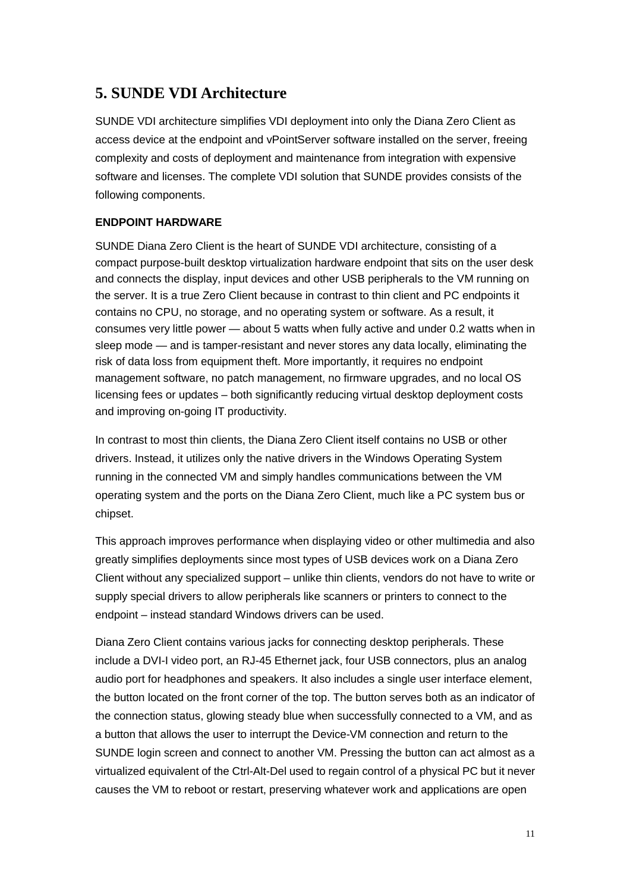## 5. SUNDE VDI Architecture

SUNDE VDI architecture simplifies VDI deployment into only the Diana Zero Client as access device at the endpoint and vPointServer software installed on the server, freeing complexity and costs of deployment and maintenance from integration with expensive software and licenses. The complete VDI solution that SUNDE provides consists of the following components.

**ENDPOINT HARDWARE**

SUNDE Diana Zero Client is the heart of SUNDE VDI architecture, consisting of a compact purpose-built desktop virtualization hardware endpoint that sits on the user desk and connects the display, input devices and other USB peripherals to the VM running on the server. It is a true Zero Client because in contrast to thin client and PC endpoints it contains no CPU, no storage, and no operating system or software. As a result, it consumes very little power — about 5 watts when fully active and under 0.2 watts when in sleep mode — and is tamper-resistant and never stores any data locally, eliminating the risk of data loss from equipment theft. More importantly, it requires no endpoint management software, no patch management, no firmware upgrades, and no local OS licensing fees or updates – both significantly reducing virtual desktop deployment costs and improving on-going IT productivity.

In contrast to most thin clients, the Diana Zero Client itself contains no USB or other drivers. Instead, it utilizes only the native drivers in the Windows Operating System running in the connected VM and simply handles communications between the VM operating system and the ports on the Diana Zero Client, much like a PC system bus or chipset.

This approach improves performance when displaying video or other multimedia and also greatly simplifies deployments since most types of USB devices work on a Diana Zero Client without any specialized support – unlike thin clients, vendors do not have to write or supply special drivers to allow peripherals like scanners or printers to connect to the endpoint – instead standard Windows drivers can be used.

Diana Zero Client contains various jacks for connecting desktop peripherals. These include a DVI-I video port, an RJ-45 Ethernet jack, four USB connectors, plus an analog audio port for headphones and speakers. It also includes a single user interface element, the button located on the front corner of the top. The button serves both as an indicator of the connection status, glowing steady blue when successfully connected to a VM, and as a button that allows the user to interrupt the Device-VM connection and return to the SUNDE login screen and connect to another VM. Pressing the button can act almost as a virtualized equivalent of the Ctrl-Alt-Del used to regain control of a physical PC but it never causes the VM to reboot or restart, preserving whatever work and applications are open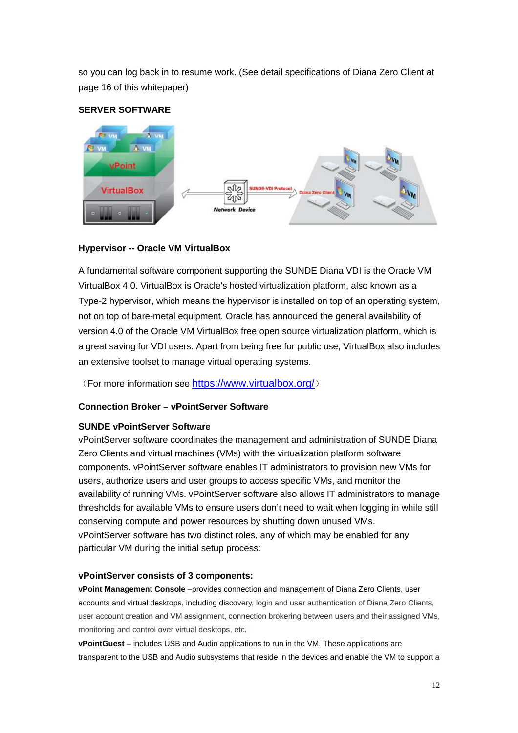so you can log back in to resume work. (See detail specifications of Diana Zero Client at page 16 of this whitepaper)

**SERVER SOFTWARE**

**Hypervisor -- Oracle VM VirtualBox**

A fundamental software component supporting the SUNDE Diana VDI is the Oracle VM VirtualBox 4.0. VirtualBox is Oracle's hosted virtualization platform, also known as a Type-2 hypervisor, which means the hypervisor is installed on top of an operating system, not on top of bare-metal equipment. Oracle has announced the general availability of version 4.0 of the Oracle VM VirtualBox free open source virtualization platform, which is a great saving for VDI users. Apart from being free for public use, VirtualBox also includes an extensive toolset to manage virtual operating systems.

（For more information see https://www.virtualbox.org/）

**Connection Broker – vPointServer Software**

**SUNDE vPointServer Software**

vPointServer software coordinates the management and administration of SUNDE Diana Zero Clients and virtual machines (VMs) with the virtualization platform software components. vPointServer software enables IT administrators to provision new VMs for users, authorize users and user groups to access specific VMs, and monitor the availability of running VMs. vPointServer software also allows IT administrators to manage thresholds for available VMs to ensure users don't need to wait when logging in while still conserving compute and power resources by shutting down unused VMs. vPointServer software has two distinct roles, any of which may be enabled for any particular VM during the initial setup process:

**vPointServer consists of 3 components:**

**vPoint Management Console** –provides connection and management of Diana Zero Clients, user accounts and virtual desktops, including discovery, login and user authentication of Diana Zero Clients, user account creation and VM assignment, connection brokering between users and their assigned VMs, monitoring and control over virtual desktops, etc.

**vPointGuest** – includes USB and Audio applications to run in the VM. These applications are transparent to the USB and Audio subsystems that reside in the devices and enable the VM to support a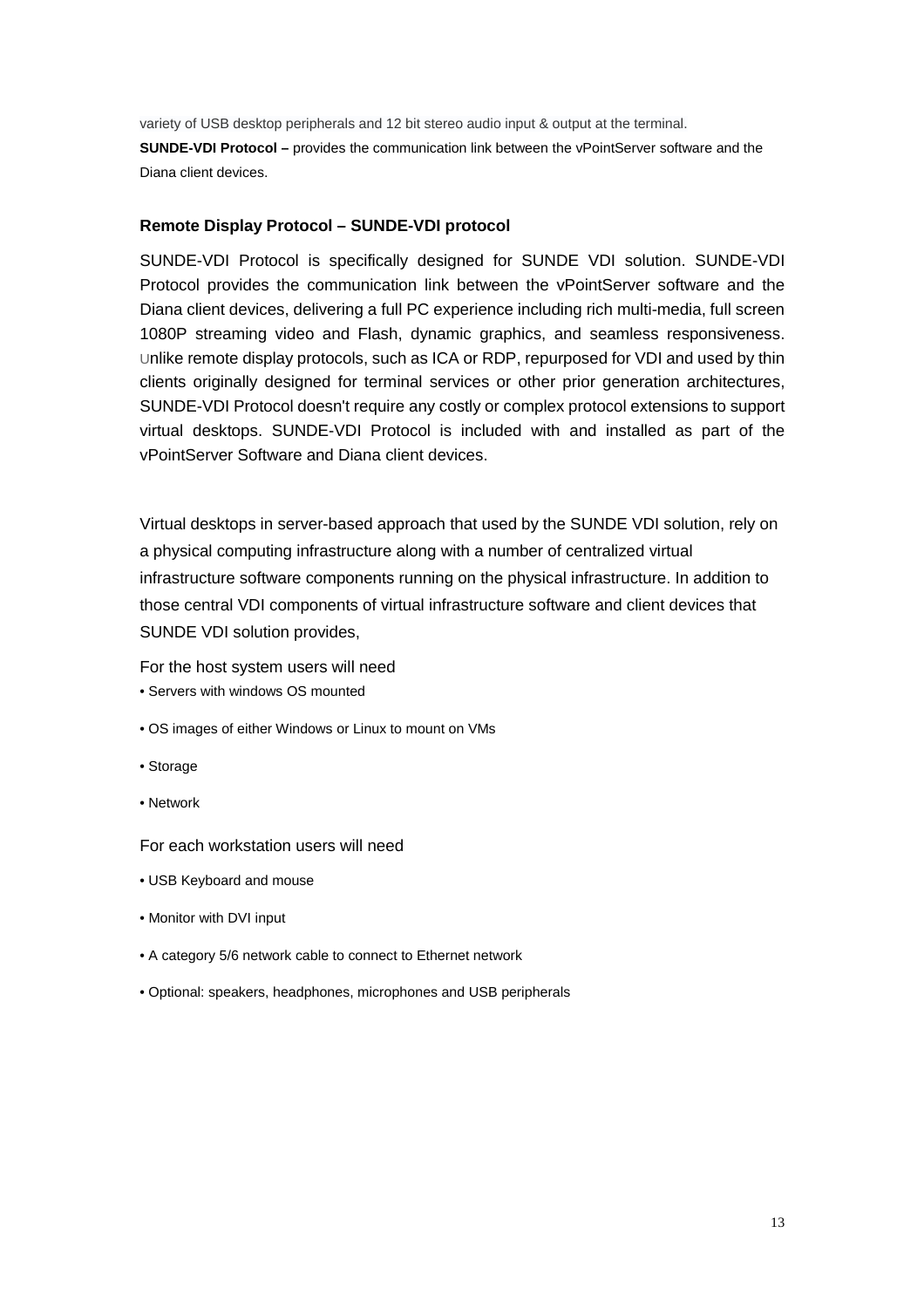variety of USB desktop peripherals and 12 bit stereo audio input & output at the terminal.

**SUNDE-VDI Protocol –** provides the communication link between the vPointServer software and the Diana client devices.

### Remote Display Protocol – SUNDE-VDI protocol

SUNDE-VDI Protocol is specifically designed for SUNDE VDI solution. SUNDE-VDI Protocol provides the communication link between the vPointServer software and the Diana client devices, delivering a full PC experience including rich multi-media, full screen 1080P streaming video and Flash, dynamic graphics, and seamless responsiveness. Unlike remote display protocols, such as ICA or RDP, repurposed for VDI and used by thin clients originally designed for terminal services or other prior generation architectures, SUNDE-VDI Protocol doesn't require any costly or complex protocol extensions to support virtual desktops. SUNDE-VDI Protocol is included with and installed as part of the vPointServer Software and Diana client devices.

Virtual desktops in server-based approach that used by the SUNDE VDI solution, rely on a physical computing infrastructure along with a number of centralized virtual infrastructure software components running on the physical infrastructure. In addition to those central VDI components of virtual infrastructure software and client devices that SUNDE VDI solution provides,

For the host system users will need

- Servers with windows OS mounted
- OS images of either Windows or Linux to mount on VMs
- Storage
- Network

For each workstation users will need

- USB Keyboard and mouse
- Monitor with DVI input
- A category 5/6 network cable to connect to Ethernet network
- Optional: speakers, headphones, microphones and USB peripherals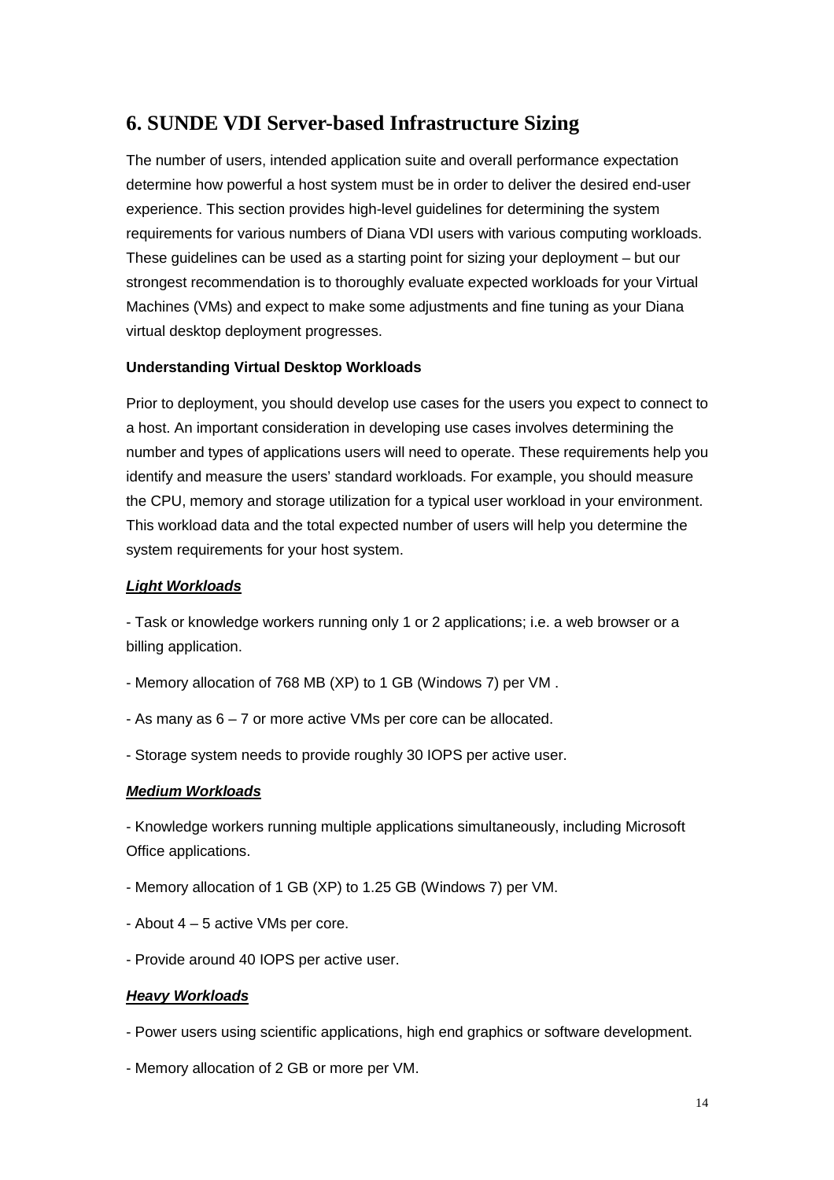## 6. SUNDE VDI Server-based Infrastructure Sizing

The number of users, intended application suite and overall performance expectation determine how powerful a host system must be in order to deliver the desired end-user experience. This section provides high-level guidelines for determining the system requirements for various numbers of Diana VDI users with various computing workloads. These guidelines can be used as a starting point for sizing your deployment – but our strongest recommendation is to thoroughly evaluate expected workloads for your Virtual Machines (VMs) and expect to make some adjustments and fine tuning as your Diana virtual desktop deployment progresses.

**Understanding Virtual Desktop Workloads**

Prior to deployment, you should develop use cases for the users you expect to connect to a host. An important consideration in developing use cases involves determining the number and types of applications users will need to operate. These requirements help you identify and measure the users' standard workloads. For example, you should measure the CPU, memory and storage utilization for a typical user workload in your environment. This workload data and the total expected number of users will help you determine the system requirements for your host system.

***Light Workloads***

- Task or knowledge workers running only 1 or 2 applications; i.e. a web browser or a billing application.

- Memory allocation of 768 MB (XP) to 1 GB (Windows 7) per VM .

- As many as 6 – 7 or more active VMs per core can be allocated.

- Storage system needs to provide roughly 30 IOPS per active user.

***Medium Workloads***

- Knowledge workers running multiple applications simultaneously, including Microsoft Office applications.

- Memory allocation of 1 GB (XP) to 1.25 GB (Windows 7) per VM.

- About 4 – 5 active VMs per core.

- Provide around 40 IOPS per active user.

***Heavy Workloads***

- Power users using scientific applications, high end graphics or software development.

- Memory allocation of 2 GB or more per VM.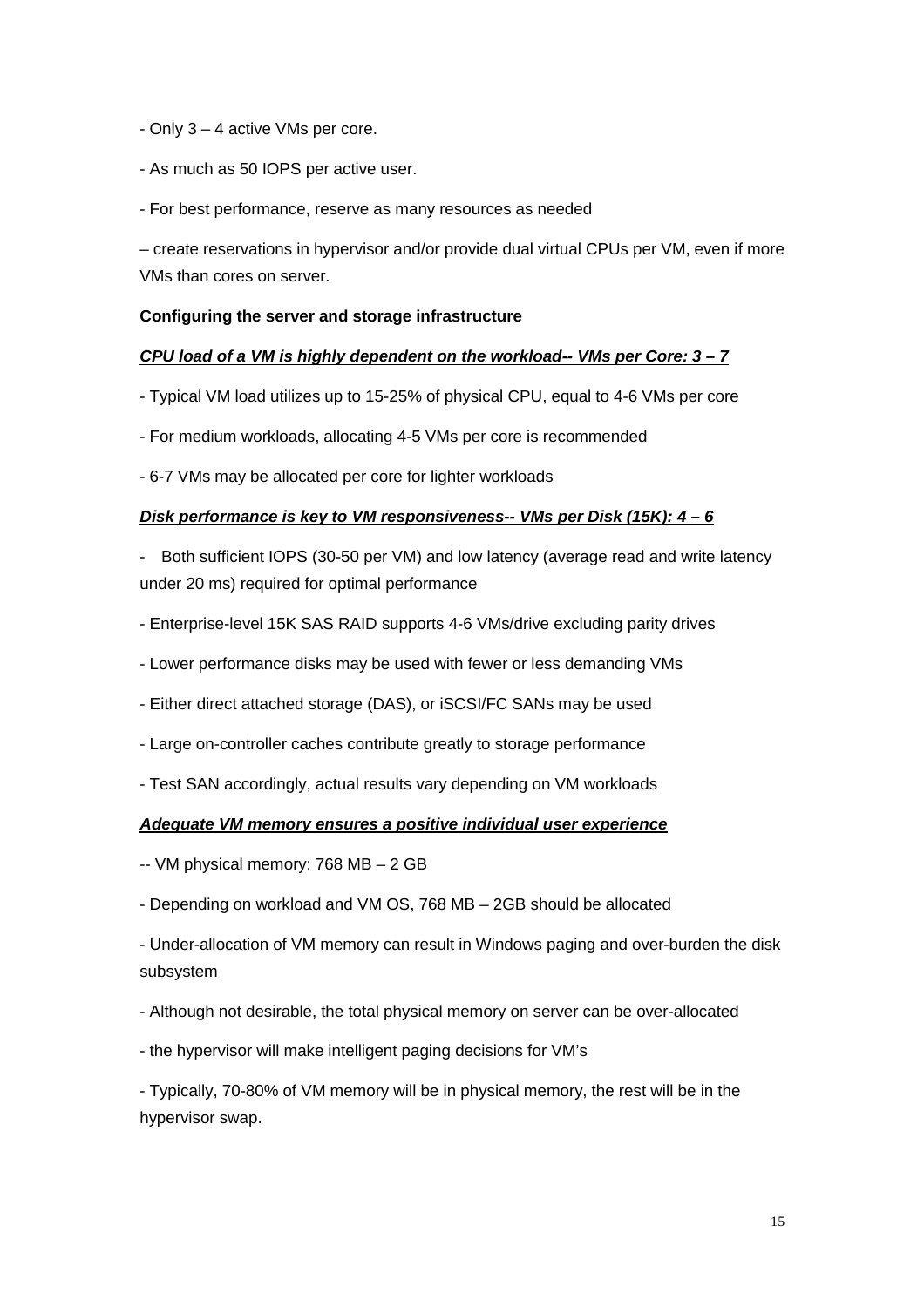- Only 3 – 4 active VMs per core.

- As much as 50 IOPS per active user.

- For best performance, reserve as many resources as needed

– create reservations in hypervisor and/or provide dual virtual CPUs per VM, even if more VMs than cores on server.

**Configuring the server and storage infrastructure**

***CPU load of a VM is highly dependent on the workload-- VMs per Core: 3 – 7***

- Typical VM load utilizes up to 15-25% of physical CPU, equal to 4-6 VMs per core

- For medium workloads, allocating 4-5 VMs per core is recommended

- 6-7 VMs may be allocated per core for lighter workloads

***Disk performance is key to VM responsiveness-- VMs per Disk (15K): 4 – 6***

- Both sufficient IOPS (30-50 per VM) and low latency (average read and write latency under 20 ms) required for optimal performance

- Enterprise-level 15K SAS RAID supports 4-6 VMs/drive excluding parity drives

- Lower performance disks may be used with fewer or less demanding VMs

- Either direct attached storage (DAS), or iSCSI/FC SANs may be used

- Large on-controller caches contribute greatly to storage performance

- Test SAN accordingly, actual results vary depending on VM workloads

***Adequate VM memory ensures a positive individual user experience***

-- VM physical memory: 768 MB – 2 GB

- Depending on workload and VM OS, 768 MB – 2GB should be allocated

- Under-allocation of VM memory can result in Windows paging and over-burden the disk subsystem

- Although not desirable, the total physical memory on server can be over-allocated

- the hypervisor will make intelligent paging decisions for VM's

- Typically, 70-80% of VM memory will be in physical memory, the rest will be in the hypervisor swap.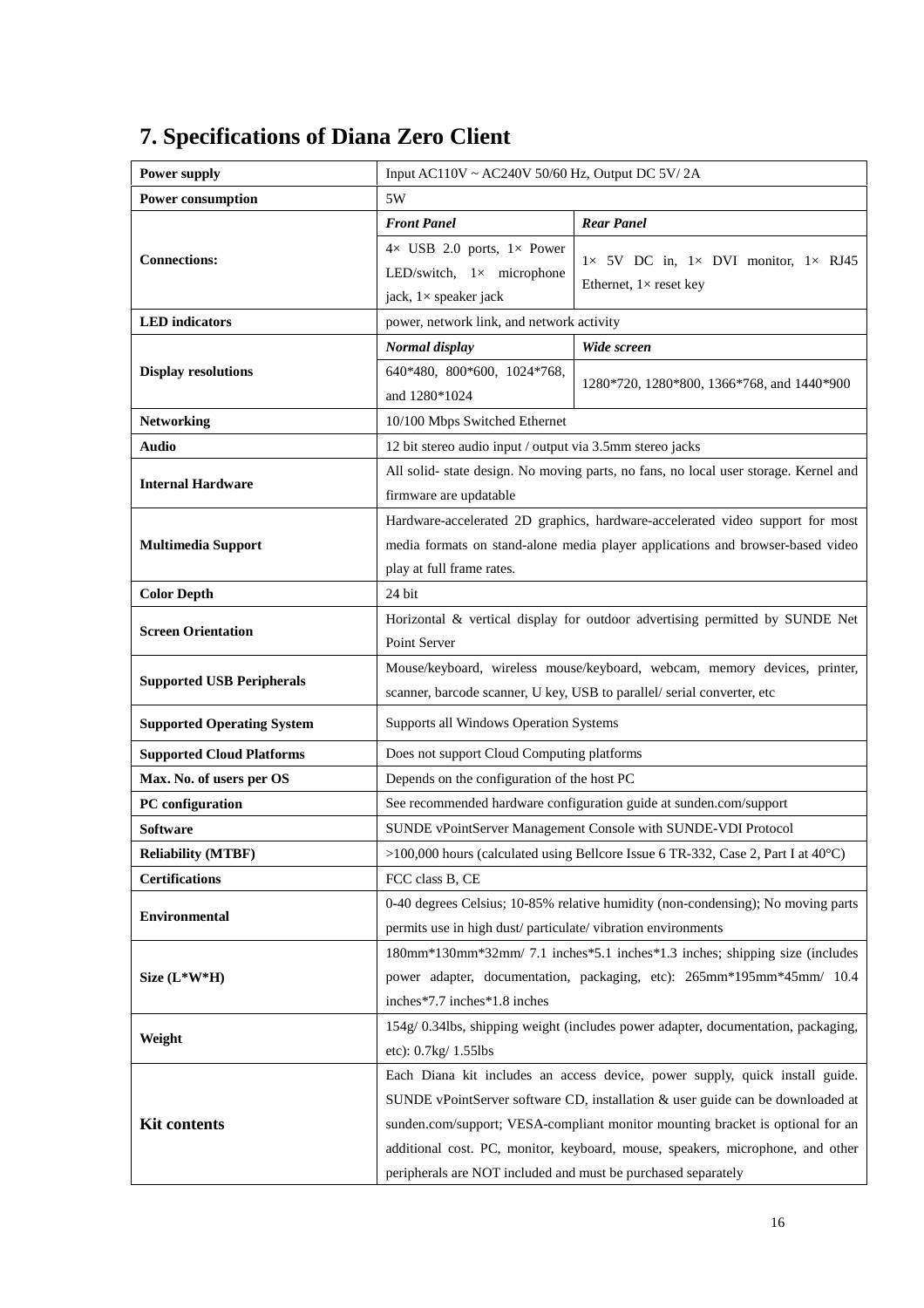## 7. Specifications of Diana Zero Client

| | | |
|---|---|---|
| **Power supply** | Input AC110V ~ AC240V 50/60 Hz, Output DC 5V/ 2A | |
| **Power consumption** | 5W | |
| **Connections:** | ***Front Panel*** | ***Rear Panel*** |
| | 4× USB 2.0 ports, 1× Power LED/switch, 1× microphone jack, 1× speaker jack | 1× 5V DC in, 1× DVI monitor, 1× RJ45 Ethernet, 1× reset key |
| **LED indicators** | power, network link, and network activity | |
| **Display resolutions** | ***Normal display*** | ***Wide screen*** |
| | 640*480, 800*600, 1024*768, and 1280*1024 | 1280*720, 1280*800, 1366*768, and 1440*900 |
| **Networking** | 10/100 Mbps Switched Ethernet | |
| **Audio** | 12 bit stereo audio input / output via 3.5mm stereo jacks | |
| **Internal Hardware** | All solid- state design. No moving parts, no fans, no local user storage. Kernel and firmware are updatable | |
| **Multimedia Support** | Hardware-accelerated 2D graphics, hardware-accelerated video support for most media formats on stand-alone media player applications and browser-based video play at full frame rates. | |
| **Color Depth** | 24 bit | |
| **Screen Orientation** | Horizontal & vertical display for outdoor advertising permitted by SUNDE Net Point Server | |
| **Supported USB Peripherals** | Mouse/keyboard, wireless mouse/keyboard, webcam, memory devices, printer, scanner, barcode scanner, U key, USB to parallel/ serial converter, etc | |
| **Supported Operating System** | Supports all Windows Operation Systems | |
| **Supported Cloud Platforms** | Does not support Cloud Computing platforms | |
| **Max. No. of users per OS** | Depends on the configuration of the host PC | |
| **PC configuration** | See recommended hardware configuration guide at sunden.com/support | |
| **Software** | SUNDE vPointServer Management Console with SUNDE-VDI Protocol | |
| **Reliability (MTBF)** | >100,000 hours (calculated using Bellcore Issue 6 TR-332, Case 2, Part I at 40°C) | |
| **Certifications** | FCC class B, CE | |
| **Environmental** | 0-40 degrees Celsius; 10-85% relative humidity (non-condensing); No moving parts permits use in high dust/ particulate/ vibration environments | |
| **Size (L*W*H)** | 180mm*130mm*32mm/ 7.1 inches*5.1 inches*1.3 inches; shipping size (includes power adapter, documentation, packaging, etc): 265mm*195mm*45mm/ 10.4 inches*7.7 inches*1.8 inches | |
| **Weight** | 154g/ 0.34lbs, shipping weight (includes power adapter, documentation, packaging, etc): 0.7kg/ 1.55lbs | |
| **Kit contents** | Each Diana kit includes an access device, power supply, quick install guide. SUNDE vPointServer software CD, installation & user guide can be downloaded at sunden.com/support; VESA-compliant monitor mounting bracket is optional for an additional cost. PC, monitor, keyboard, mouse, speakers, microphone, and other peripherals are NOT included and must be purchased separately | |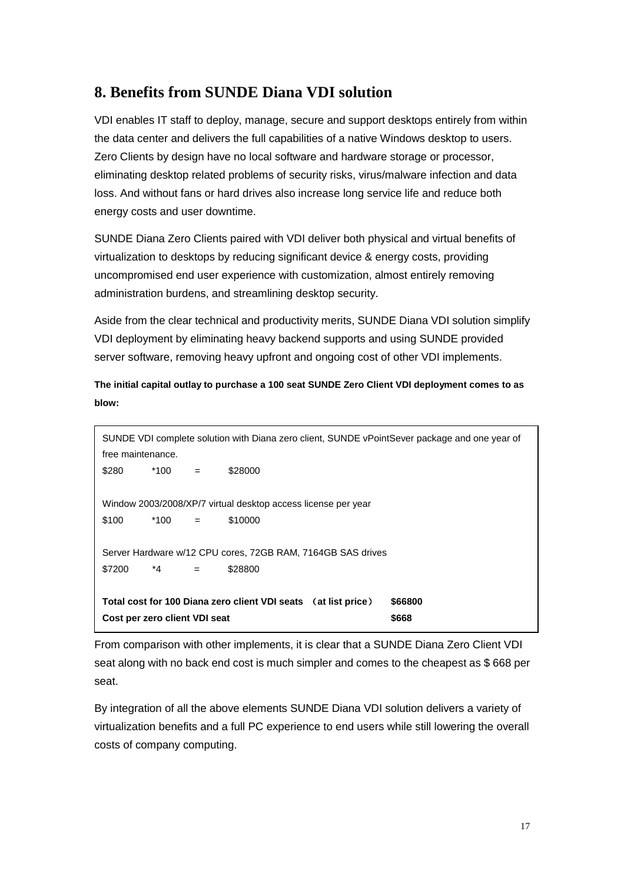## 8. Benefits from SUNDE Diana VDI solution

VDI enables IT staff to deploy, manage, secure and support desktops entirely from within the data center and delivers the full capabilities of a native Windows desktop to users. Zero Clients by design have no local software and hardware storage or processor, eliminating desktop related problems of security risks, virus/malware infection and data loss. And without fans or hard drives also increase long service life and reduce both energy costs and user downtime.

SUNDE Diana Zero Clients paired with VDI deliver both physical and virtual benefits of virtualization to desktops by reducing significant device & energy costs, providing uncompromised end user experience with customization, almost entirely removing administration burdens, and streamlining desktop security.

Aside from the clear technical and productivity merits, SUNDE Diana VDI solution simplify VDI deployment by eliminating heavy backend supports and using SUNDE provided server software, removing heavy upfront and ongoing cost of other VDI implements.

**The initial capital outlay to purchase a 100 seat SUNDE Zero Client VDI deployment comes to as blow:**

SUNDE VDI complete solution with Diana zero client, SUNDE vPointSever package and one year of free maintenance.

$280 *100 = $28000

Window 2003/2008/XP/7 virtual desktop access license per year

$100 *100 = $10000

Server Hardware w/12 CPU cores, 72GB RAM, 7164GB SAS drives

$7200 *4 = $28800

**Total cost for 100 Diana zero client VDI seats （at list price） $66800**

**Cost per zero client VDI seat $668**

From comparison with other implements, it is clear that a SUNDE Diana Zero Client VDI seat along with no back end cost is much simpler and comes to the cheapest as $ 668 per seat.

By integration of all the above elements SUNDE Diana VDI solution delivers a variety of virtualization benefits and a full PC experience to end users while still lowering the overall costs of company computing.